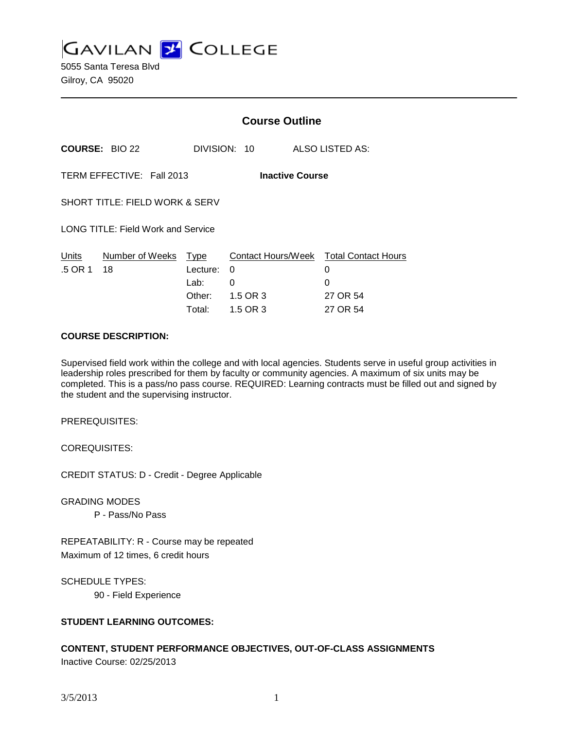# GAVILAN COLLEGE

5055 Santa Teresa Blvd
Gilroy, CA 95020

## Course Outline

**COURSE:** BIO 22 DIVISION: 10 ALSO LISTED AS:

TERM EFFECTIVE: Fall 2013 **Inactive Course**

SHORT TITLE: FIELD WORK & SERV

LONG TITLE: Field Work and Service

| Units | Number of Weeks | Type | Contact Hours/Week | Total Contact Hours |
|---|---|---|---|---|
| .5 OR 1 | 18 | Lecture: | 0 | 0 |
| | | Lab: | 0 | 0 |
| | | Other: | 1.5 OR 3 | 27 OR 54 |
| | | Total: | 1.5 OR 3 | 27 OR 54 |

**COURSE DESCRIPTION:**

Supervised field work within the college and with local agencies. Students serve in useful group activities in leadership roles prescribed for them by faculty or community agencies. A maximum of six units may be completed. This is a pass/no pass course. REQUIRED: Learning contracts must be filled out and signed by the student and the supervising instructor.

PREREQUISITES:

COREQUISITES:

CREDIT STATUS: D - Credit - Degree Applicable

GRADING MODES

P - Pass/No Pass

REPEATABILITY: R - Course may be repeated
Maximum of 12 times, 6 credit hours

SCHEDULE TYPES:

90 - Field Experience

**STUDENT LEARNING OUTCOMES:**

**CONTENT, STUDENT PERFORMANCE OBJECTIVES, OUT-OF-CLASS ASSIGNMENTS**

Inactive Course: 02/25/2013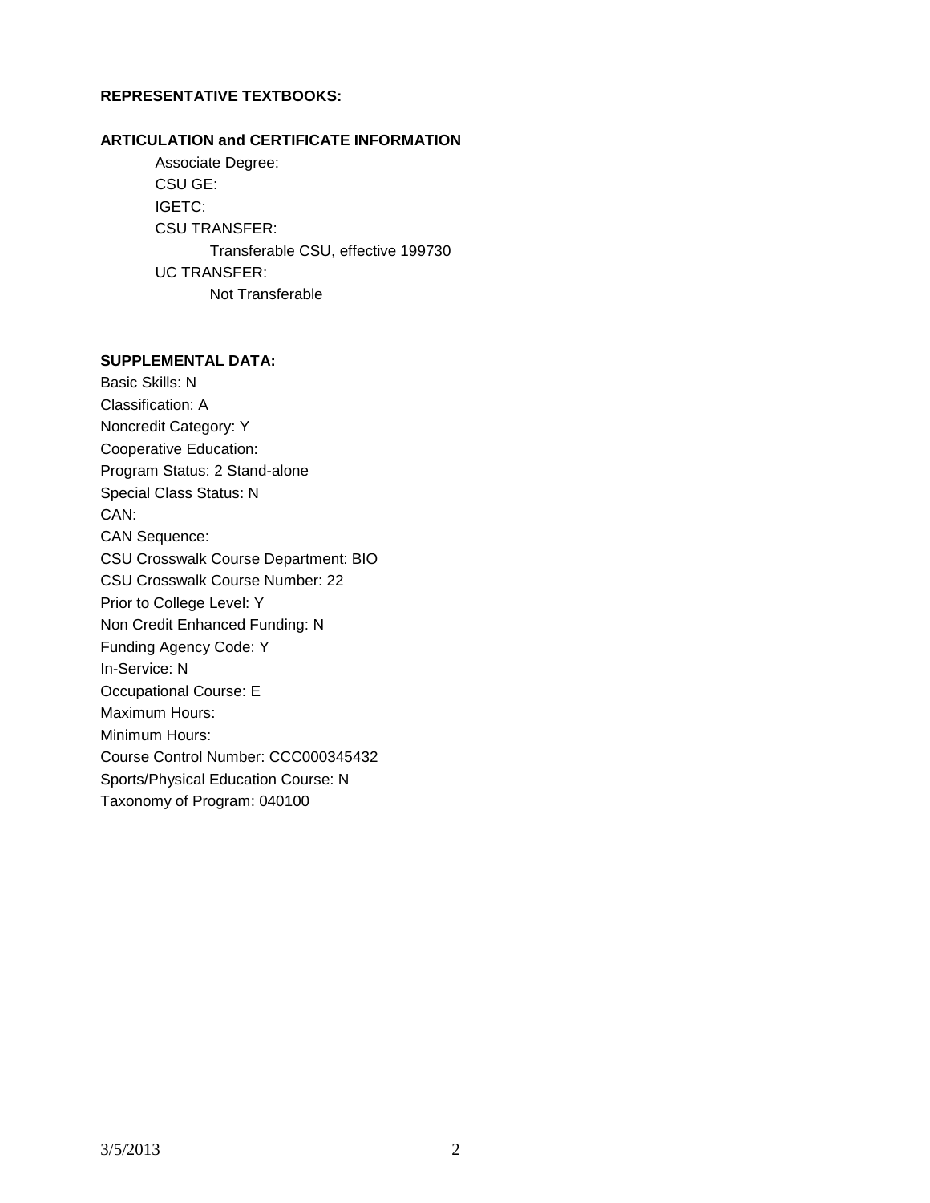**REPRESENTATIVE TEXTBOOKS:**

**ARTICULATION and CERTIFICATE INFORMATION**

Associate Degree:
CSU GE:
IGETC:
CSU TRANSFER:
Transferable CSU, effective 199730
UC TRANSFER:
Not Transferable

**SUPPLEMENTAL DATA:**

Basic Skills: N
Classification: A
Noncredit Category: Y
Cooperative Education:
Program Status: 2 Stand-alone
Special Class Status: N
CAN:
CAN Sequence:
CSU Crosswalk Course Department: BIO
CSU Crosswalk Course Number: 22
Prior to College Level: Y
Non Credit Enhanced Funding: N
Funding Agency Code: Y
In-Service: N
Occupational Course: E
Maximum Hours:
Minimum Hours:
Course Control Number: CCC000345432
Sports/Physical Education Course: N
Taxonomy of Program: 040100